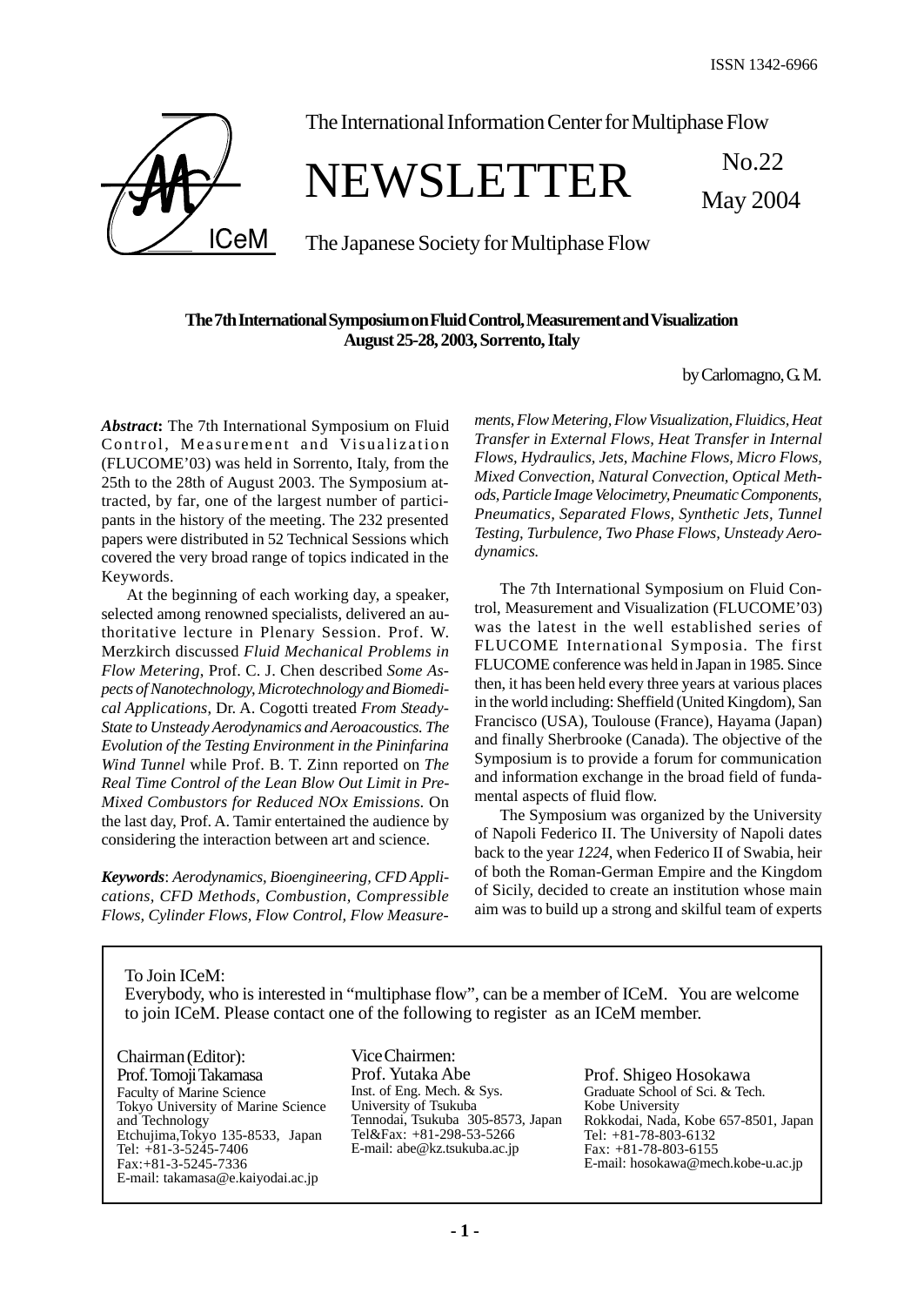ISSN 1342-6966

The International Information Center for Multiphase Flow

# NEWSLETTER

No.22

May 2004

The Japanese Society for Multiphase Flow

## The 7th International Symposium on Fluid Control, Measurement and Visualization
## August 25-28, 2003, Sorrento, Italy

by Carlomagno, G. M.

***Abstract*:** The 7th International Symposium on Fluid Control, Measurement and Visualization (FLUCOME'03) was held in Sorrento, Italy, from the 25th to the 28th of August 2003. The Symposium attracted, by far, one of the largest number of participants in the history of the meeting. The 232 presented papers were distributed in 52 Technical Sessions which covered the very broad range of topics indicated in the Keywords.

At the beginning of each working day, a speaker, selected among renowned specialists, delivered an authoritative lecture in Plenary Session. Prof. W. Merzkirch discussed *Fluid Mechanical Problems in Flow Metering*, Prof. C. J. Chen described *Some Aspects of Nanotechnology, Microtechnology and Biomedical Applications*, Dr. A. Cogotti treated *From Steady-State to Unsteady Aerodynamics and Aeroacoustics. The Evolution of the Testing Environment in the Pininfarina Wind Tunnel* while Prof. B. T. Zinn reported on *The Real Time Control of the Lean Blow Out Limit in Pre-Mixed Combustors for Reduced NOx Emissions.* On the last day, Prof. A. Tamir entertained the audience by considering the interaction between art and science.

***Keywords***: *Aerodynamics, Bioengineering, CFD Applications, CFD Methods, Combustion, Compressible Flows, Cylinder Flows, Flow Control, Flow Measurements, Flow Metering, Flow Visualization, Fluidics, Heat Transfer in External Flows, Heat Transfer in Internal Flows, Hydraulics, Jets, Machine Flows, Micro Flows, Mixed Convection, Natural Convection, Optical Methods, Particle Image Velocimetry, Pneumatic Components, Pneumatics, Separated Flows, Synthetic Jets, Tunnel Testing, Turbulence, Two Phase Flows, Unsteady Aerodynamics.*

The 7th International Symposium on Fluid Control, Measurement and Visualization (FLUCOME'03) was the latest in the well established series of FLUCOME International Symposia. The first FLUCOME conference was held in Japan in 1985. Since then, it has been held every three years at various places in the world including: Sheffield (United Kingdom), San Francisco (USA), Toulouse (France), Hayama (Japan) and finally Sherbrooke (Canada). The objective of the Symposium is to provide a forum for communication and information exchange in the broad field of fundamental aspects of fluid flow.

The Symposium was organized by the University of Napoli Federico II. The University of Napoli dates back to the year *1224*, when Federico II of Swabia, heir of both the Roman-German Empire and the Kingdom of Sicily, decided to create an institution whose main aim was to build up a strong and skilful team of experts

---

To Join ICeM:

Everybody, who is interested in "multiphase flow", can be a member of ICeM. You are welcome to join ICeM. Please contact one of the following to register as an ICeM member.

Chairman (Editor):
Prof. Tomoji Takamasa
Faculty of Marine Science
Tokyo University of Marine Science and Technology
Etchujima, Tokyo 135-8533, Japan
Tel: +81-3-5245-7406
Fax: +81-3-5245-7336
E-mail: takamasa@e.kaiyodai.ac.jp

Vice Chairmen:
Prof. Yutaka Abe
Inst. of Eng. Mech. & Sys.
University of Tsukuba
Tennodai, Tsukuba 305-8573, Japan
Tel&Fax: +81-298-53-5266
E-mail: abe@kz.tsukuba.ac.jp

Prof. Shigeo Hosokawa
Graduate School of Sci. & Tech.
Kobe University
Rokkodai, Nada, Kobe 657-8501, Japan
Tel: +81-78-803-6132
Fax: +81-78-803-6155
E-mail: hosokawa@mech.kobe-u.ac.jp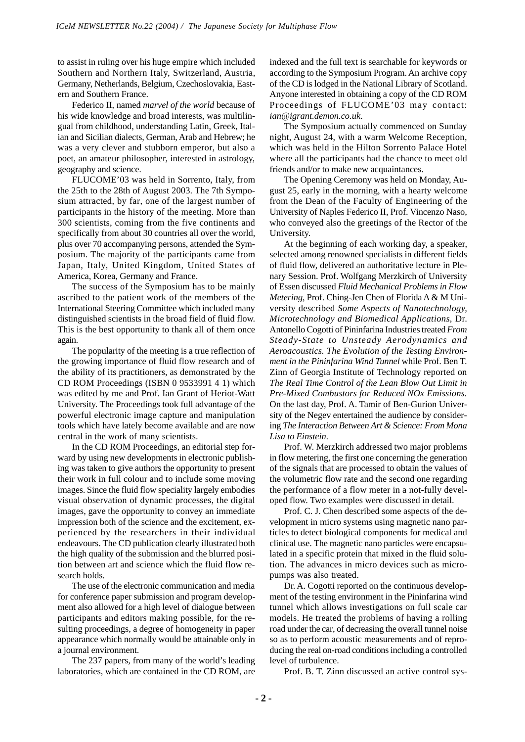to assist in ruling over his huge empire which included Southern and Northern Italy, Switzerland, Austria, Germany, Netherlands, Belgium, Czechoslovakia, Eastern and Southern France.

Federico II, named *marvel of the world* because of his wide knowledge and broad interests, was multilingual from childhood, understanding Latin, Greek, Italian and Sicilian dialects, German, Arab and Hebrew; he was a very clever and stubborn emperor, but also a poet, an amateur philosopher, interested in astrology, geography and science.

FLUCOME'03 was held in Sorrento, Italy, from the 25th to the 28th of August 2003. The 7th Symposium attracted, by far, one of the largest number of participants in the history of the meeting. More than 300 scientists, coming from the five continents and specifically from about 30 countries all over the world, plus over 70 accompanying persons, attended the Symposium. The majority of the participants came from Japan, Italy, United Kingdom, United States of America, Korea, Germany and France.

The success of the Symposium has to be mainly ascribed to the patient work of the members of the International Steering Committee which included many distinguished scientists in the broad field of fluid flow. This is the best opportunity to thank all of them once again.

The popularity of the meeting is a true reflection of the growing importance of fluid flow research and of the ability of its practitioners, as demonstrated by the CD ROM Proceedings (ISBN 0 9533991 4 1) which was edited by me and Prof. Ian Grant of Heriot-Watt University. The Proceedings took full advantage of the powerful electronic image capture and manipulation tools which have lately become available and are now central in the work of many scientists.

In the CD ROM Proceedings, an editorial step forward by using new developments in electronic publishing was taken to give authors the opportunity to present their work in full colour and to include some moving images. Since the fluid flow speciality largely embodies visual observation of dynamic processes, the digital images, gave the opportunity to convey an immediate impression both of the science and the excitement, experienced by the researchers in their individual endeavours. The CD publication clearly illustrated both the high quality of the submission and the blurred position between art and science which the fluid flow research holds.

The use of the electronic communication and media for conference paper submission and program development also allowed for a high level of dialogue between participants and editors making possible, for the resulting proceedings, a degree of homogeneity in paper appearance which normally would be attainable only in a journal environment.

The 237 papers, from many of the world's leading laboratories, which are contained in the CD ROM, are indexed and the full text is searchable for keywords or according to the Symposium Program. An archive copy of the CD is lodged in the National Library of Scotland. Anyone interested in obtaining a copy of the CD ROM Proceedings of FLUCOME'03 may contact: *ian@igrant.demon.co.uk*.

The Symposium actually commenced on Sunday night, August 24, with a warm Welcome Reception, which was held in the Hilton Sorrento Palace Hotel where all the participants had the chance to meet old friends and/or to make new acquaintances.

The Opening Ceremony was held on Monday, August 25, early in the morning, with a hearty welcome from the Dean of the Faculty of Engineering of the University of Naples Federico II, Prof. Vincenzo Naso, who conveyed also the greetings of the Rector of the University.

At the beginning of each working day, a speaker, selected among renowned specialists in different fields of fluid flow, delivered an authoritative lecture in Plenary Session. Prof. Wolfgang Merzkirch of University of Essen discussed *Fluid Mechanical Problems in Flow Metering*, Prof. Ching-Jen Chen of Florida A & M University described *Some Aspects of Nanotechnology, Microtechnology and Biomedical Applications*, Dr. Antonello Cogotti of Pininfarina Industries treated *From Steady-State to Unsteady Aerodynamics and Aeroacoustics. The Evolution of the Testing Environment in the Pininfarina Wind Tunnel* while Prof. Ben T. Zinn of Georgia Institute of Technology reported on *The Real Time Control of the Lean Blow Out Limit in Pre-Mixed Combustors for Reduced NOx Emissions*. On the last day, Prof. A. Tamir of Ben-Gurion University of the Negev entertained the audience by considering *The Interaction Between Art & Science: From Mona Lisa to Einstein*.

Prof. W. Merzkirch addressed two major problems in flow metering, the first one concerning the generation of the signals that are processed to obtain the values of the volumetric flow rate and the second one regarding the performance of a flow meter in a not-fully developed flow. Two examples were discussed in detail.

Prof. C. J. Chen described some aspects of the development in micro systems using magnetic nano particles to detect biological components for medical and clinical use. The magnetic nano particles were encapsulated in a specific protein that mixed in the fluid solution. The advances in micro devices such as micropumps was also treated.

Dr. A. Cogotti reported on the continuous development of the testing environment in the Pininfarina wind tunnel which allows investigations on full scale car models. He treated the problems of having a rolling road under the car, of decreasing the overall tunnel noise so as to perform acoustic measurements and of reproducing the real on-road conditions including a controlled level of turbulence.

Prof. B. T. Zinn discussed an active control sys-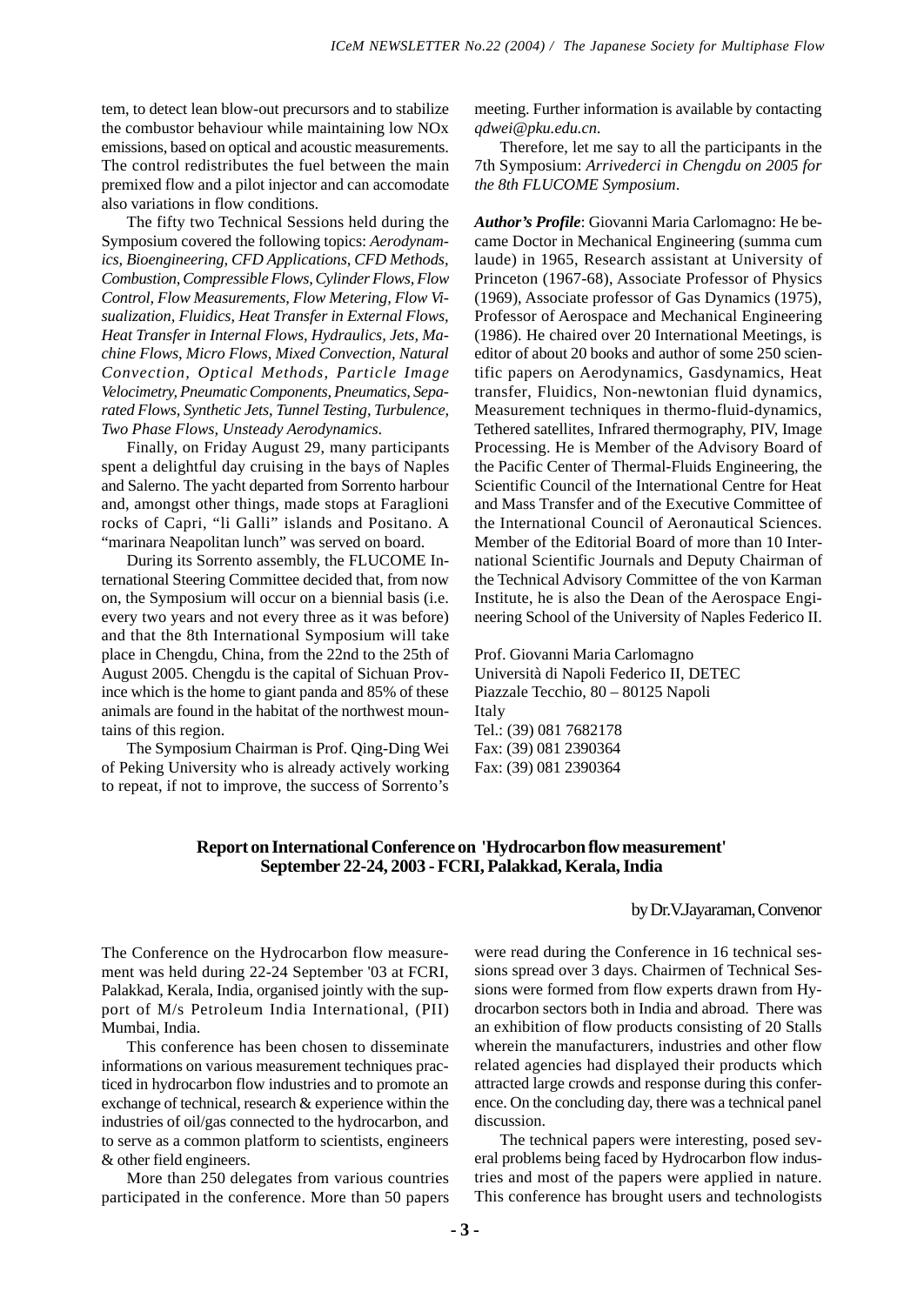tem, to detect lean blow-out precursors and to stabilize the combustor behaviour while maintaining low NOx emissions, based on optical and acoustic measurements. The control redistributes the fuel between the main premixed flow and a pilot injector and can accomodate also variations in flow conditions.

The fifty two Technical Sessions held during the Symposium covered the following topics: *Aerodynamics, Bioengineering, CFD Applications, CFD Methods, Combustion, Compressible Flows, Cylinder Flows, Flow Control, Flow Measurements, Flow Metering, Flow Visualization, Fluidics, Heat Transfer in External Flows, Heat Transfer in Internal Flows, Hydraulics, Jets, Machine Flows, Micro Flows, Mixed Convection, Natural Convection, Optical Methods, Particle Image Velocimetry, Pneumatic Components, Pneumatics, Separated Flows, Synthetic Jets, Tunnel Testing, Turbulence, Two Phase Flows, Unsteady Aerodynamics*.

Finally, on Friday August 29, many participants spent a delightful day cruising in the bays of Naples and Salerno. The yacht departed from Sorrento harbour and, amongst other things, made stops at Faraglioni rocks of Capri, "li Galli" islands and Positano. A "marinara Neapolitan lunch" was served on board.

During its Sorrento assembly, the FLUCOME International Steering Committee decided that, from now on, the Symposium will occur on a biennial basis (i.e. every two years and not every three as it was before) and that the 8th International Symposium will take place in Chengdu, China, from the 22nd to the 25th of August 2005. Chengdu is the capital of Sichuan Province which is the home to giant panda and 85% of these animals are found in the habitat of the northwest mountains of this region.

The Symposium Chairman is Prof. Qing-Ding Wei of Peking University who is already actively working to repeat, if not to improve, the success of Sorrento's meeting. Further information is available by contacting *qdwei@pku.edu.cn*.

Therefore, let me say to all the participants in the 7th Symposium: *Arrivederci in Chengdu on 2005 for the 8th FLUCOME Symposium*.

***Author's Profile***: Giovanni Maria Carlomagno: He became Doctor in Mechanical Engineering (summa cum laude) in 1965, Research assistant at University of Princeton (1967-68), Associate Professor of Physics (1969), Associate professor of Gas Dynamics (1975), Professor of Aerospace and Mechanical Engineering (1986). He chaired over 20 International Meetings, is editor of about 20 books and author of some 250 scientific papers on Aerodynamics, Gasdynamics, Heat transfer, Fluidics, Non-newtonian fluid dynamics, Measurement techniques in thermo-fluid-dynamics, Tethered satellites, Infrared thermography, PIV, Image Processing. He is Member of the Advisory Board of the Pacific Center of Thermal-Fluids Engineering, the Scientific Council of the International Centre for Heat and Mass Transfer and of the Executive Committee of the International Council of Aeronautical Sciences. Member of the Editorial Board of more than 10 International Scientific Journals and Deputy Chairman of the Technical Advisory Committee of the von Karman Institute, he is also the Dean of the Aerospace Engineering School of the University of Naples Federico II.

Prof. Giovanni Maria Carlomagno
Università di Napoli Federico II, DETEC
Piazzale Tecchio, 80 – 80125 Napoli
Italy
Tel.: (39) 081 7682178
Fax: (39) 081 2390364
Fax: (39) 081 2390364

## Report on International Conference on 'Hydrocarbon flow measurement' September 22-24, 2003 - FCRI, Palakkad, Kerala, India

by Dr.V.Jayaraman, Convenor

The Conference on the Hydrocarbon flow measurement was held during 22-24 September '03 at FCRI, Palakkad, Kerala, India, organised jointly with the support of M/s Petroleum India International, (PII) Mumbai, India.

This conference has been chosen to disseminate informations on various measurement techniques practiced in hydrocarbon flow industries and to promote an exchange of technical, research & experience within the industries of oil/gas connected to the hydrocarbon, and to serve as a common platform to scientists, engineers & other field engineers.

More than 250 delegates from various countries participated in the conference. More than 50 papers were read during the Conference in 16 technical sessions spread over 3 days. Chairmen of Technical Sessions were formed from flow experts drawn from Hydrocarbon sectors both in India and abroad. There was an exhibition of flow products consisting of 20 Stalls wherein the manufacturers, industries and other flow related agencies had displayed their products which attracted large crowds and response during this conference. On the concluding day, there was a technical panel discussion.

The technical papers were interesting, posed several problems being faced by Hydrocarbon flow industries and most of the papers were applied in nature. This conference has brought users and technologists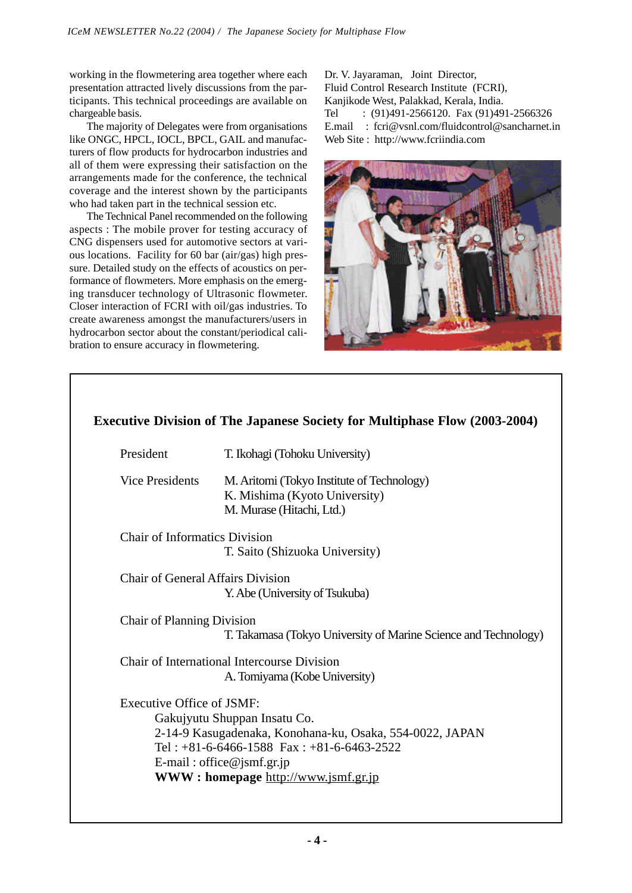working in the flowmetering area together where each presentation attracted lively discussions from the participants. This technical proceedings are available on chargeable basis.

The majority of Delegates were from organisations like ONGC, HPCL, IOCL, BPCL, GAIL and manufacturers of flow products for hydrocarbon industries and all of them were expressing their satisfaction on the arrangements made for the conference, the technical coverage and the interest shown by the participants who had taken part in the technical session etc.

The Technical Panel recommended on the following aspects : The mobile prover for testing accuracy of CNG dispensers used for automotive sectors at various locations. Facility for 60 bar (air/gas) high pressure. Detailed study on the effects of acoustics on performance of flowmeters. More emphasis on the emerging transducer technology of Ultrasonic flowmeter. Closer interaction of FCRI with oil/gas industries. To create awareness amongst the manufacturers/users in hydrocarbon sector about the constant/periodical calibration to ensure accuracy in flowmetering.

Dr. V. Jayaraman, Joint Director,
Fluid Control Research Institute (FCRI),
Kanjikode West, Palakkad, Kerala, India.
Tel : (91)491-2566120. Fax (91)491-2566326
E.mail : fcri@vsnl.com/fluidcontrol@sancharnet.in
Web Site : http://www.fcriindia.com

**Executive Division of The Japanese Society for Multiphase Flow (2003-2004)**

President
T. Ikohagi (Tohoku University)

Vice Presidents
M. Aritomi (Tokyo Institute of Technology)
K. Mishima (Kyoto University)
M. Murase (Hitachi, Ltd.)

Chair of Informatics Division
T. Saito (Shizuoka University)

Chair of General Affairs Division
Y. Abe (University of Tsukuba)

Chair of Planning Division
T. Takamasa (Tokyo University of Marine Science and Technology)

Chair of International Intercourse Division
A. Tomiyama (Kobe University)

Executive Office of JSMF:
Gakujyutu Shuppan Insatu Co.
2-14-9 Kasugadenaka, Konohana-ku, Osaka, 554-0022, JAPAN
Tel : +81-6-6466-1588 Fax : +81-6-6463-2522
E-mail : office@jsmf.gr.jp
**WWW : homepage** http://www.jsmf.gr.jp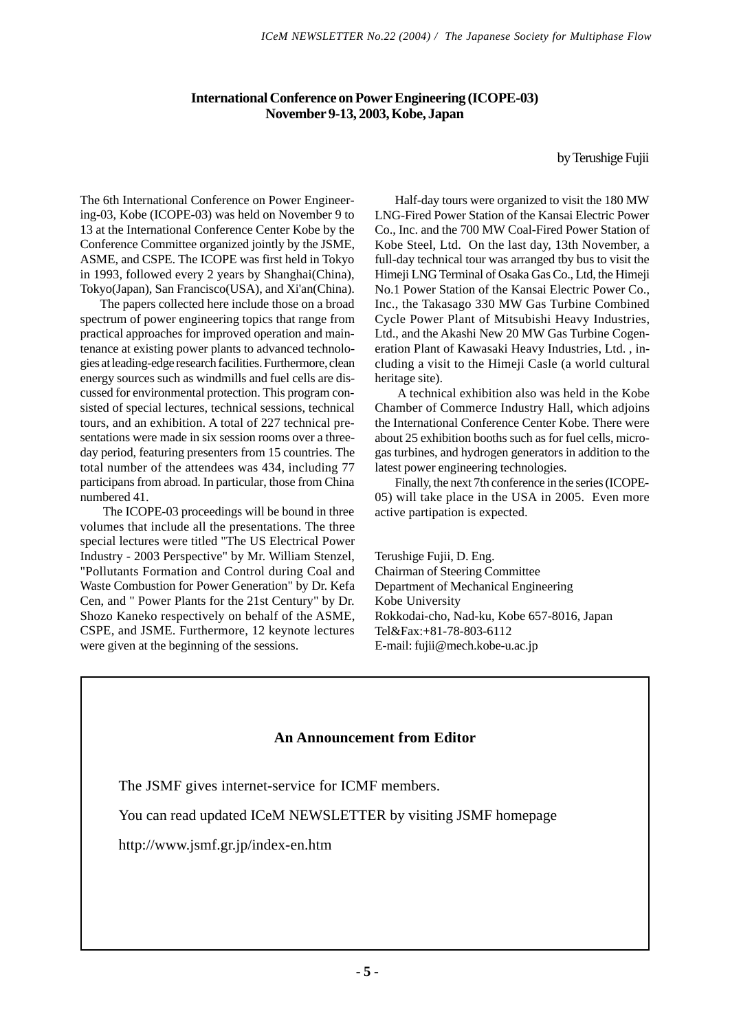## International Conference on Power Engineering (ICOPE-03)
## November 9-13, 2003, Kobe, Japan

by Terushige Fujii

The 6th International Conference on Power Engineering-03, Kobe (ICOPE-03) was held on November 9 to 13 at the International Conference Center Kobe by the Conference Committee organized jointly by the JSME, ASME, and CSPE. The ICOPE was first held in Tokyo in 1993, followed every 2 years by Shanghai(China), Tokyo(Japan), San Francisco(USA), and Xi'an(China).

The papers collected here include those on a broad spectrum of power engineering topics that range from practical approaches for improved operation and maintenance at existing power plants to advanced technologies at leading-edge research facilities. Furthermore, clean energy sources such as windmills and fuel cells are discussed for environmental protection. This program consisted of special lectures, technical sessions, technical tours, and an exhibition. A total of 227 technical presentations were made in six session rooms over a three-day period, featuring presenters from 15 countries. The total number of the attendees was 434, including 77 participans from abroad. In particular, those from China numbered 41.

The ICOPE-03 proceedings will be bound in three volumes that include all the presentations. The three special lectures were titled "The US Electrical Power Industry - 2003 Perspective" by Mr. William Stenzel, "Pollutants Formation and Control during Coal and Waste Combustion for Power Generation" by Dr. Kefa Cen, and " Power Plants for the 21st Century" by Dr. Shozo Kaneko respectively on behalf of the ASME, CSPE, and JSME. Furthermore, 12 keynote lectures were given at the beginning of the sessions.

Half-day tours were organized to visit the 180 MW LNG-Fired Power Station of the Kansai Electric Power Co., Inc. and the 700 MW Coal-Fired Power Station of Kobe Steel, Ltd. On the last day, 13th November, a full-day technical tour was arranged tby bus to visit the Himeji LNG Terminal of Osaka Gas Co., Ltd, the Himeji No.1 Power Station of the Kansai Electric Power Co., Inc., the Takasago 330 MW Gas Turbine Combined Cycle Power Plant of Mitsubishi Heavy Industries, Ltd., and the Akashi New 20 MW Gas Turbine Cogeneration Plant of Kawasaki Heavy Industries, Ltd. , including a visit to the Himeji Casle (a world cultural heritage site).

A technical exhibition also was held in the Kobe Chamber of Commerce Industry Hall, which adjoins the International Conference Center Kobe. There were about 25 exhibition booths such as for fuel cells, micro-gas turbines, and hydrogen generators in addition to the latest power engineering technologies.

Finally, the next 7th conference in the series (ICOPE-05) will take place in the USA in 2005. Even more active partipation is expected.

Terushige Fujii, D. Eng.
Chairman of Steering Committee
Department of Mechanical Engineering
Kobe University
Rokkodai-cho, Nad-ku, Kobe 657-8016, Japan
Tel&Fax:+81-78-803-6112
E-mail: fujii@mech.kobe-u.ac.jp

### An Announcement from Editor

The JSMF gives internet-service for ICMF members.

You can read updated ICeM NEWSLETTER by visiting JSMF homepage

http://www.jsmf.gr.jp/index-en.htm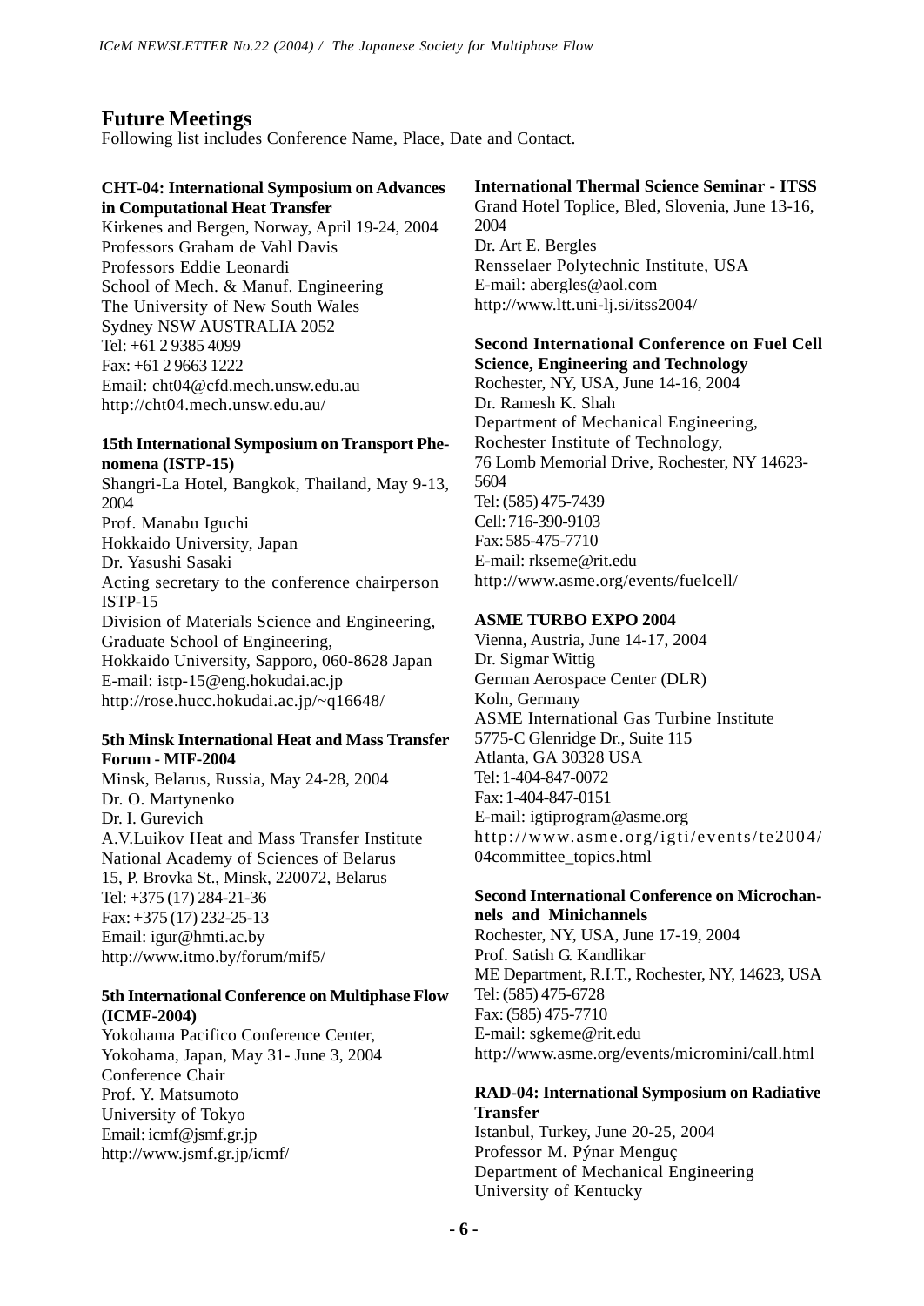## Future Meetings

Following list includes Conference Name, Place, Date and Contact.

**CHT-04: International Symposium on Advances in Computational Heat Transfer**
Kirkenes and Bergen, Norway, April 19-24, 2004
Professors Graham de Vahl Davis
Professors Eddie Leonardi
School of Mech. & Manuf. Engineering
The University of New South Wales
Sydney NSW AUSTRALIA 2052
Tel: +61 2 9385 4099
Fax: +61 2 9663 1222
Email: cht04@cfd.mech.unsw.edu.au
http://cht04.mech.unsw.edu.au/

**15th International Symposium on Transport Phenomena (ISTP-15)**
Shangri-La Hotel, Bangkok, Thailand, May 9-13, 2004
Prof. Manabu Iguchi
Hokkaido University, Japan
Dr. Yasushi Sasaki
Acting secretary to the conference chairperson ISTP-15
Division of Materials Science and Engineering,
Graduate School of Engineering,
Hokkaido University, Sapporo, 060-8628 Japan
E-mail: istp-15@eng.hokudai.ac.jp
http://rose.hucc.hokudai.ac.jp/~q16648/

**5th Minsk International Heat and Mass Transfer Forum - MIF-2004**
Minsk, Belarus, Russia, May 24-28, 2004
Dr. O. Martynenko
Dr. I. Gurevich
A.V.Luikov Heat and Mass Transfer Institute
National Academy of Sciences of Belarus
15, P. Brovka St., Minsk, 220072, Belarus
Tel: +375 (17) 284-21-36
Fax: +375 (17) 232-25-13
Email: igur@hmti.ac.by
http://www.itmo.by/forum/mif5/

**5th International Conference on Multiphase Flow (ICMF-2004)**
Yokohama Pacifico Conference Center,
Yokohama, Japan, May 31- June 3, 2004
Conference Chair
Prof. Y. Matsumoto
University of Tokyo
Email: icmf@jsmf.gr.jp
http://www.jsmf.gr.jp/icmf/

**International Thermal Science Seminar - ITSS**
Grand Hotel Toplice, Bled, Slovenia, June 13-16, 2004
Dr. Art E. Bergles
Rensselaer Polytechnic Institute, USA
E-mail: abergles@aol.com
http://www.ltt.uni-lj.si/itss2004/

**Second International Conference on Fuel Cell Science, Engineering and Technology**
Rochester, NY, USA, June 14-16, 2004
Dr. Ramesh K. Shah
Department of Mechanical Engineering,
Rochester Institute of Technology,
76 Lomb Memorial Drive, Rochester, NY 14623-5604
Tel: (585) 475-7439
Cell: 716-390-9103
Fax: 585-475-7710
E-mail: rkseme@rit.edu
http://www.asme.org/events/fuelcell/

**ASME TURBO EXPO 2004**
Vienna, Austria, June 14-17, 2004
Dr. Sigmar Wittig
German Aerospace Center (DLR)
Koln, Germany
ASME International Gas Turbine Institute
5775-C Glenridge Dr., Suite 115
Atlanta, GA 30328 USA
Tel: 1-404-847-0072
Fax: 1-404-847-0151
E-mail: igtiprogram@asme.org
http://www.asme.org/igti/events/te2004/04committee_topics.html

**Second International Conference on Microchannels and Minichannels**
Rochester, NY, USA, June 17-19, 2004
Prof. Satish G. Kandlikar
ME Department, R.I.T., Rochester, NY, 14623, USA
Tel: (585) 475-6728
Fax: (585) 475-7710
E-mail: sgkeme@rit.edu
http://www.asme.org/events/micromini/call.html

**RAD-04: International Symposium on Radiative Transfer**
Istanbul, Turkey, June 20-25, 2004
Professor M. Pýnar Menguç
Department of Mechanical Engineering
University of Kentucky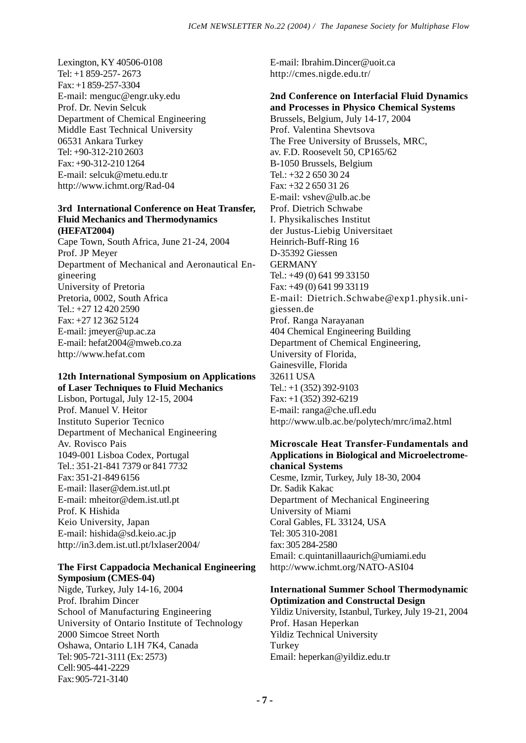Lexington, KY 40506-0108
Tel: +1 859-257- 2673
Fax: +1 859-257-3304
E-mail: menguc@engr.uky.edu
Prof. Dr. Nevin Selcuk
Department of Chemical Engineering
Middle East Technical University
06531 Ankara Turkey
Tel: +90-312-210 2603
Fax: +90-312-210 1264
E-mail: selcuk@metu.edu.tr
http://www.ichmt.org/Rad-04

**3rd International Conference on Heat Transfer, Fluid Mechanics and Thermodynamics (HEFAT2004)**
Cape Town, South Africa, June 21-24, 2004
Prof. JP Meyer
Department of Mechanical and Aeronautical Engineering
University of Pretoria
Pretoria, 0002, South Africa
Tel.: +27 12 420 2590
Fax: +27 12 362 5124
E-mail: jmeyer@up.ac.za
E-mail: hefat2004@mweb.co.za
http://www.hefat.com

**12th International Symposium on Applications of Laser Techniques to Fluid Mechanics**
Lisbon, Portugal, July 12-15, 2004
Prof. Manuel V. Heitor
Instituto Superior Tecnico
Department of Mechanical Engineering
Av. Rovisco Pais
1049-001 Lisboa Codex, Portugal
Tel.: 351-21-841 7379 or 841 7732
Fax: 351-21-849 6156
E-mail: llaser@dem.ist.utl.pt
E-mail: mheitor@dem.ist.utl.pt
Prof. K Hishida
Keio University, Japan
E-mail: hishida@sd.keio.ac.jp
http://in3.dem.ist.utl.pt/lxlaser2004/

**The First Cappadocia Mechanical Engineering Symposium (CMES-04)**
Nigde, Turkey, July 14-16, 2004
Prof. Ibrahim Dincer
School of Manufacturing Engineering
University of Ontario Institute of Technology
2000 Simcoe Street North
Oshawa, Ontario L1H 7K4, Canada
Tel: 905-721-3111 (Ex: 2573)
Cell: 905-441-2229
Fax: 905-721-3140
E-mail: Ibrahim.Dincer@uoit.ca
http://cmes.nigde.edu.tr/

**2nd Conference on Interfacial Fluid Dynamics and Processes in Physico Chemical Systems**
Brussels, Belgium, July 14-17, 2004
Prof. Valentina Shevtsova
The Free University of Brussels, MRC,
av. F.D. Roosevelt 50, CP165/62
B-1050 Brussels, Belgium
Tel.: +32 2 650 30 24
Fax: +32 2 650 31 26
E-mail: vshev@ulb.ac.be
Prof. Dietrich Schwabe
I. Physikalisches Institut
der Justus-Liebig Universitaet
Heinrich-Buff-Ring 16
D-35392 Giessen
GERMANY
Tel.: +49 (0) 641 99 33150
Fax: +49 (0) 641 99 33119
E-mail: Dietrich.Schwabe@exp1.physik.uni-giessen.de
Prof. Ranga Narayanan
404 Chemical Engineering Building
Department of Chemical Engineering,
University of Florida,
Gainesville, Florida
32611 USA
Tel.: +1 (352) 392-9103
Fax: +1 (352) 392-6219
E-mail: ranga@che.ufl.edu
http://www.ulb.ac.be/polytech/mrc/ima2.html

**Microscale Heat Transfer-Fundamentals and Applications in Biological and Microelectromechanical Systems**
Cesme, Izmir, Turkey, July 18-30, 2004
Dr. Sadik Kakac
Department of Mechanical Engineering
University of Miami
Coral Gables, FL 33124, USA
Tel: 305 310-2081
fax: 305 284-2580
Email: c.quintanillaaurich@umiami.edu
http://www.ichmt.org/NATO-ASI04

**International Summer School Thermodynamic Optimization and Constructal Design**
Yildiz University, Istanbul, Turkey, July 19-21, 2004
Prof. Hasan Heperkan
Yildiz Technical University
Turkey
Email: heperkan@yildiz.edu.tr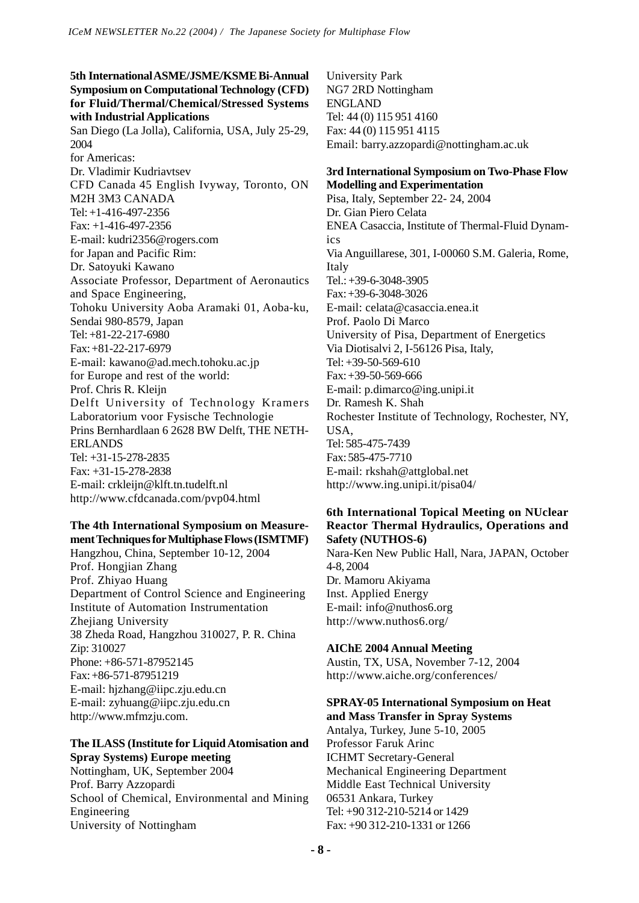**5th International ASME/JSME/KSME Bi-Annual Symposium on Computational Technology (CFD) for Fluid/Thermal/Chemical/Stressed Systems with Industrial Applications**

San Diego (La Jolla), California, USA, July 25-29, 2004
for Americas:
Dr. Vladimir Kudriavtsev
CFD Canada 45 English Ivyway, Toronto, ON M2H 3M3 CANADA
Tel: +1-416-497-2356
Fax: +1-416-497-2356
E-mail: kudri2356@rogers.com
for Japan and Pacific Rim:
Dr. Satoyuki Kawano
Associate Professor, Department of Aeronautics and Space Engineering,
Tohoku University Aoba Aramaki 01, Aoba-ku, Sendai 980-8579, Japan
Tel: +81-22-217-6980
Fax: +81-22-217-6979
E-mail: kawano@ad.mech.tohoku.ac.jp
for Europe and rest of the world:
Prof. Chris R. Kleijn
Delft University of Technology Kramers Laboratorium voor Fysische Technologie
Prins Bernhardlaan 6 2628 BW Delft, THE NETHERLANDS
Tel: +31-15-278-2835
Fax: +31-15-278-2838
E-mail: crkleijn@klft.tn.tudelft.nl
http://www.cfdcanada.com/pvp04.html

**The 4th International Symposium on Measurement Techniques for Multiphase Flows (ISMTMF)**

Hangzhou, China, September 10-12, 2004
Prof. Hongjian Zhang
Prof. Zhiyao Huang
Department of Control Science and Engineering
Institute of Automation Instrumentation
Zhejiang University
38 Zheda Road, Hangzhou 310027, P. R. China
Zip: 310027
Phone: +86-571-87952145
Fax: +86-571-87951219
E-mail: hjzhang@iipc.zju.edu.cn
E-mail: zyhuang@iipc.zju.edu.cn
http://www.mfmzju.com.

**The ILASS (Institute for Liquid Atomisation and Spray Systems) Europe meeting**

Nottingham, UK, September 2004
Prof. Barry Azzopardi
School of Chemical, Environmental and Mining Engineering
University of Nottingham
University Park
NG7 2RD Nottingham
ENGLAND
Tel: 44 (0) 115 951 4160
Fax: 44 (0) 115 951 4115
Email: barry.azzopardi@nottingham.ac.uk

**3rd International Symposium on Two-Phase Flow Modelling and Experimentation**

Pisa, Italy, September 22- 24, 2004
Dr. Gian Piero Celata
ENEA Casaccia, Institute of Thermal-Fluid Dynamics
Via Anguillarese, 301, I-00060 S.M. Galeria, Rome, Italy
Tel.: +39-6-3048-3905
Fax: +39-6-3048-3026
E-mail: celata@casaccia.enea.it
Prof. Paolo Di Marco
University of Pisa, Department of Energetics
Via Diotisalvi 2, I-56126 Pisa, Italy,
Tel: +39-50-569-610
Fax: +39-50-569-666
E-mail: p.dimarco@ing.unipi.it
Dr. Ramesh K. Shah
Rochester Institute of Technology, Rochester, NY, USA,
Tel: 585-475-7439
Fax: 585-475-7710
E-mail: rkshah@attglobal.net
http://www.ing.unipi.it/pisa04/

**6th International Topical Meeting on NUclear Reactor Thermal Hydraulics, Operations and Safety (NUTHOS-6)**

Nara-Ken New Public Hall, Nara, JAPAN, October 4-8, 2004
Dr. Mamoru Akiyama
Inst. Applied Energy
E-mail: info@nuthos6.org
http://www.nuthos6.org/

**AIChE 2004 Annual Meeting**

Austin, TX, USA, November 7-12, 2004
http://www.aiche.org/conferences/

**SPRAY-05 International Symposium on Heat and Mass Transfer in Spray Systems**

Antalya, Turkey, June 5-10, 2005
Professor Faruk Arinc
ICHMT Secretary-General
Mechanical Engineering Department
Middle East Technical University
06531 Ankara, Turkey
Tel: +90 312-210-5214 or 1429
Fax: +90 312-210-1331 or 1266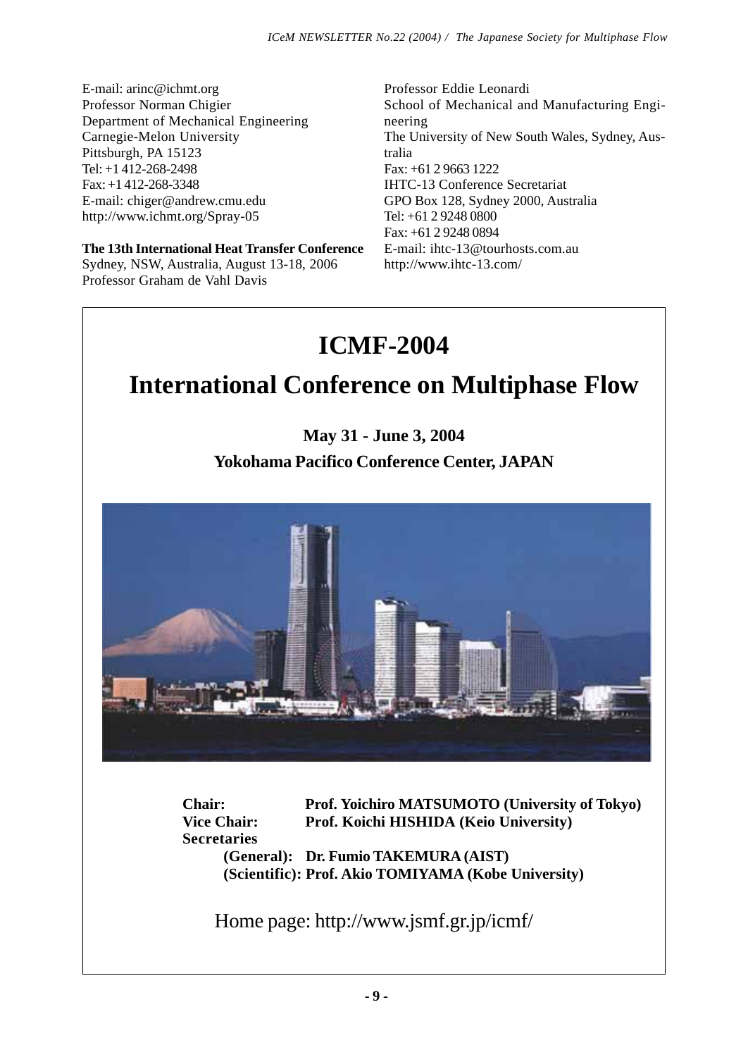E-mail: arinc@ichmt.org
Professor Norman Chigier
Department of Mechanical Engineering
Carnegie-Melon University
Pittsburgh, PA 15123
Tel: +1 412-268-2498
Fax: +1 412-268-3348
E-mail: chiger@andrew.cmu.edu
http://www.ichmt.org/Spray-05

**The 13th International Heat Transfer Conference**
Sydney, NSW, Australia, August 13-18, 2006
Professor Graham de Vahl Davis
Professor Eddie Leonardi
School of Mechanical and Manufacturing Engineering
The University of New South Wales, Sydney, Australia
Fax: +61 2 9663 1222
IHTC-13 Conference Secretariat
GPO Box 128, Sydney 2000, Australia
Tel: +61 2 9248 0800
Fax: +61 2 9248 0894
E-mail: ihtc-13@tourhosts.com.au
http://www.ihtc-13.com/

# ICMF-2004

# International Conference on Multiphase Flow

**May 31 - June 3, 2004**

**Yokohama Pacifico Conference Center, JAPAN**

**Chair:** **Prof. Yoichiro MATSUMOTO (University of Tokyo)**
**Vice Chair:** **Prof. Koichi HISHIDA (Keio University)**
**Secretaries**
**(General): Dr. Fumio TAKEMURA (AIST)**
**(Scientific): Prof. Akio TOMIYAMA (Kobe University)**

Home page: http://www.jsmf.gr.jp/icmf/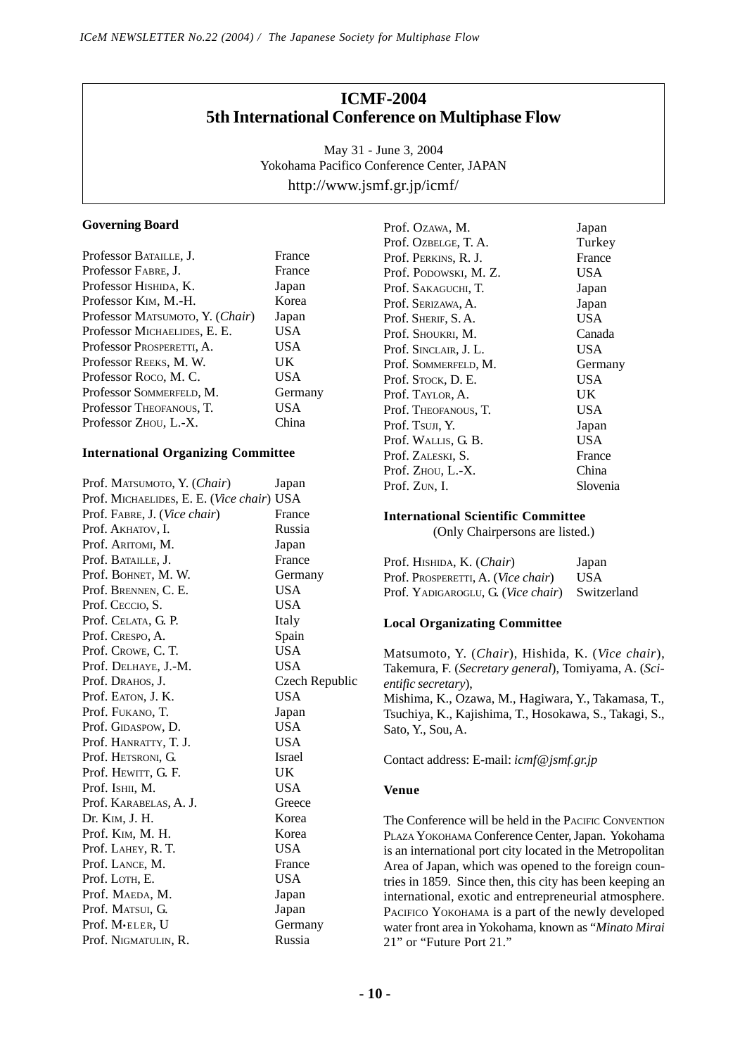# ICMF-2004
# 5th International Conference on Multiphase Flow

May 31 - June 3, 2004
Yokohama Pacifico Conference Center, JAPAN
http://www.jsmf.gr.jp/icmf/

### Governing Board

| | |
|---|---|
| Professor Bataille, J. | France |
| Professor Fabre, J. | France |
| Professor Hishida, K. | Japan |
| Professor Kim, M.-H. | Korea |
| Professor Matsumoto, Y. (*Chair*) | Japan |
| Professor Michaelides, E. E. | USA |
| Professor Prosperetti, A. | USA |
| Professor Reeks, M. W. | UK |
| Professor Roco, M. C. | USA |
| Professor Sommerfeld, M. | Germany |
| Professor Theofanous, T. | USA |
| Professor Zhou, L.-X. | China |

### International Organizing Committee

| | |
|---|---|
| Prof. Matsumoto, Y. (*Chair*) | Japan |
| Prof. Michaelides, E. E. (*Vice chair*) | USA |
| Prof. Fabre, J. (*Vice chair*) | France |
| Prof. Akhatov, I. | Russia |
| Prof. Aritomi, M. | Japan |
| Prof. Bataille, J. | France |
| Prof. Bohnet, M. W. | Germany |
| Prof. Brennen, C. E. | USA |
| Prof. Ceccio, S. | USA |
| Prof. Celata, G. P. | Italy |
| Prof. Crespo, A. | Spain |
| Prof. Crowe, C. T. | USA |
| Prof. Delhaye, J.-M. | USA |
| Prof. Drahos, J. | Czech Republic |
| Prof. Eaton, J. K. | USA |
| Prof. Fukano, T. | Japan |
| Prof. Gidaspow, D. | USA |
| Prof. Hanratty, T. J. | USA |
| Prof. Hetsroni, G. | Israel |
| Prof. Hewitt, G. F. | UK |
| Prof. Ishii, M. | USA |
| Prof. Karabelas, A. J. | Greece |
| Dr. Kim, J. H. | Korea |
| Prof. Kim, M. H. | Korea |
| Prof. Lahey, R. T. | USA |
| Prof. Lance, M. | France |
| Prof. Loth, E. | USA |
| Prof. Maeda, M. | Japan |
| Prof. Matsui, G. | Japan |
| Prof. M•eler, U | Germany |
| Prof. Nigmatulin, R. | Russia |
| Prof. Ozawa, M. | Japan |
| Prof. Ozbelge, T. A. | Turkey |
| Prof. Perkins, R. J. | France |
| Prof. Podowski, M. Z. | USA |
| Prof. Sakaguchi, T. | Japan |
| Prof. Serizawa, A. | Japan |
| Prof. Sherif, S. A. | USA |
| Prof. Shoukri, M. | Canada |
| Prof. Sinclair, J. L. | USA |
| Prof. Sommerfeld, M. | Germany |
| Prof. Stock, D. E. | USA |
| Prof. Taylor, A. | UK |
| Prof. Theofanous, T. | USA |
| Prof. Tsuji, Y. | Japan |
| Prof. Wallis, G. B. | USA |
| Prof. Zaleski, S. | France |
| Prof. Zhou, L.-X. | China |
| Prof. Zun, I. | Slovenia |

### International Scientific Committee

(Only Chairpersons are listed.)

| | |
|---|---|
| Prof. Hishida, K. (*Chair*) | Japan |
| Prof. Prosperetti, A. (*Vice chair*) | USA |
| Prof. Yadigaroglu, G. (*Vice chair*) | Switzerland |

### Local Organizating Committee

Matsumoto, Y. (*Chair*), Hishida, K. (*Vice chair*), Takemura, F. (*Secretary general*), Tomiyama, A. (*Scientific secretary*),
Mishima, K., Ozawa, M., Hagiwara, Y., Takamasa, T., Tsuchiya, K., Kajishima, T., Hosokawa, S., Takagi, S., Sato, Y., Sou, A.

Contact address: E-mail: *icmf@jsmf.gr.jp*

### Venue

The Conference will be held in the Pacific Convention Plaza Yokohama Conference Center, Japan. Yokohama is an international port city located in the Metropolitan Area of Japan, which was opened to the foreign countries in 1859. Since then, this city has been keeping an international, exotic and entrepreneurial atmosphere. Pacifico Yokohama is a part of the newly developed water front area in Yokohama, known as "*Minato Mirai* 21" or "Future Port 21."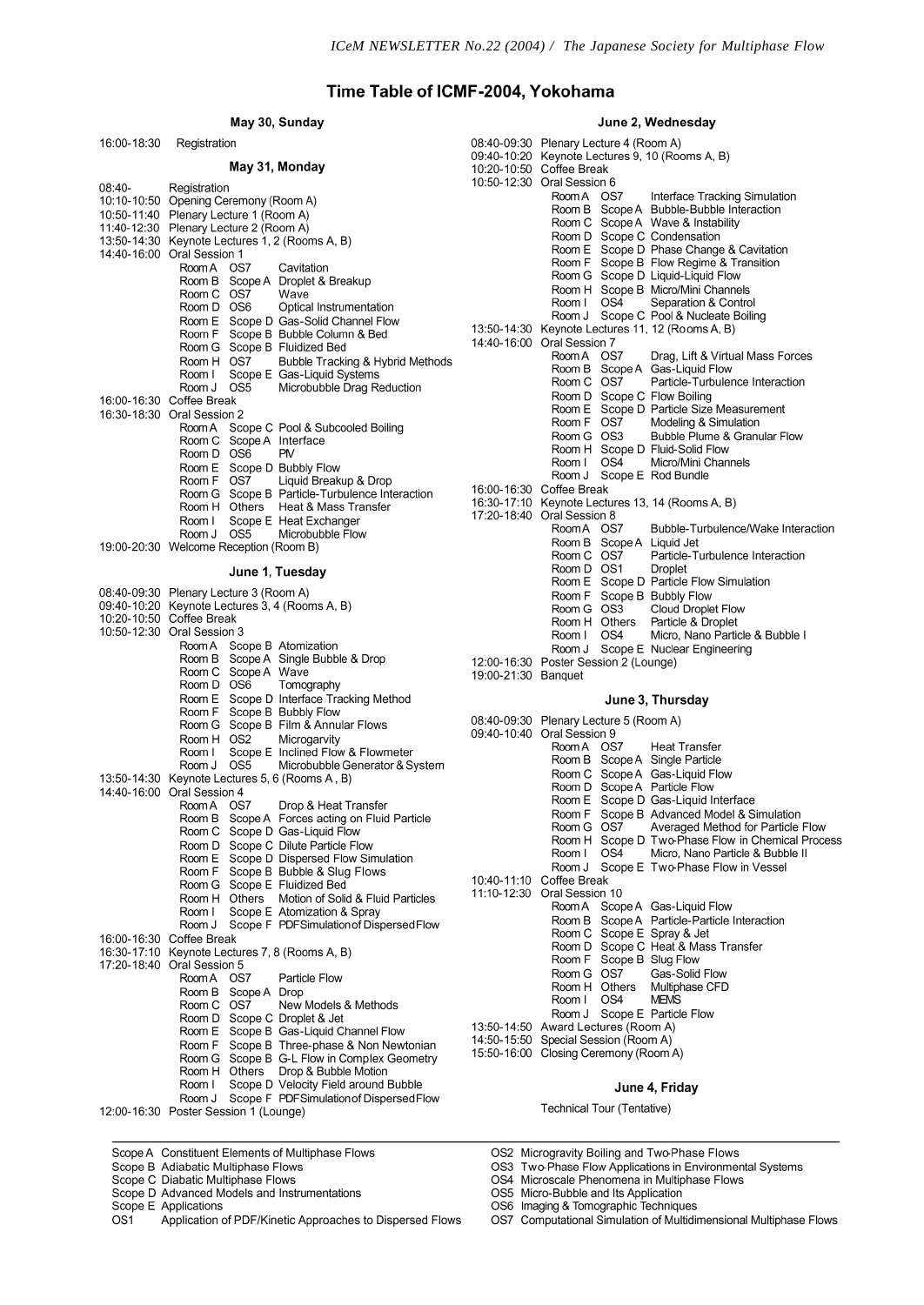# Time Table of ICMF-2004, Yokohama

### May 30, Sunday

16:00-18:30 Registration

### May 31, Monday

08:40- Registration
10:10-10:50 Opening Ceremony (Room A)
10:50-11:40 Plenary Lecture 1 (Room A)
11:40-12:30 Plenary Lecture 2 (Room A)
13:50-14:30 Keynote Lectures 1, 2 (Rooms A, B)
14:40-16:00 Oral Session 1

| Room | Session | Topic |
|---|---|---|
| Room A | OS7 | Cavitation |
| Room B | Scope A | Droplet & Breakup |
| Room C | OS7 | Wave |
| Room D | OS6 | Optical Instrumentation |
| Room E | Scope D | Gas-Solid Channel Flow |
| Room F | Scope B | Bubble Column & Bed |
| Room G | Scope B | Fluidized Bed |
| Room H | OS7 | Bubble Tracking & Hybrid Methods |
| Room I | Scope E | Gas-Liquid Systems |
| Room J | OS5 | Microbubble Drag Reduction |

16:00-16:30 Coffee Break
16:30-18:30 Oral Session 2

| Room | Session | Topic |
|---|---|---|
| Room A | Scope C | Pool & Subcooled Boiling |
| Room C | Scope A | Interface |
| Room D | OS6 | PIV |
| Room E | Scope D | Bubbly Flow |
| Room F | OS7 | Liquid Breakup & Drop |
| Room G | Scope B | Particle-Turbulence Interaction |
| Room H | Others | Heat & Mass Transfer |
| Room I | Scope E | Heat Exchanger |
| Room J | OS5 | Microbubble Flow |

19:00-20:30 Welcome Reception (Room B)

### June 1, Tuesday

08:40-09:30 Plenary Lecture 3 (Room A)
09:40-10:20 Keynote Lectures 3, 4 (Rooms A, B)
10:20-10:50 Coffee Break
10:50-12:30 Oral Session 3

| Room | Session | Topic |
|---|---|---|
| Room A | Scope B | Atomization |
| Room B | Scope A | Single Bubble & Drop |
| Room C | Scope A | Wave |
| Room D | OS6 | Tomography |
| Room E | Scope D | Interface Tracking Method |
| Room F | Scope B | Bubbly Flow |
| Room G | Scope B | Film & Annular Flows |
| Room H | OS2 | Microgarvity |
| Room I | Scope E | Inclined Flow & Flowmeter |
| Room J | OS5 | Microbubble Generator & System |

13:50-14:30 Keynote Lectures 5, 6 (Rooms A , B)
14:40-16:00 Oral Session 4

| Room | Session | Topic |
|---|---|---|
| Room A | OS7 | Drop & Heat Transfer |
| Room B | Scope A | Forces acting on Fluid Particle |
| Room C | Scope D | Gas-Liquid Flow |
| Room D | Scope C | Dilute Particle Flow |
| Room E | Scope D | Dispersed Flow Simulation |
| Room F | Scope B | Bubble & Slug Flows |
| Room G | Scope E | Fluidized Bed |
| Room H | Others | Motion of Solid & Fluid Particles |
| Room I | Scope E | Atomization & Spray |
| Room J | Scope F | PDF Simulation of Dispersed Flow |

16:00-16:30 Coffee Break
16:30-17:10 Keynote Lectures 7, 8 (Rooms A, B)
17:20-18:40 Oral Session 5

| Room | Session | Topic |
|---|---|---|
| Room A | OS7 | Particle Flow |
| Room B | Scope A | Drop |
| Room C | OS7 | New Models & Methods |
| Room D | Scope C | Droplet & Jet |
| Room E | Scope B | Gas-Liquid Channel Flow |
| Room F | Scope B | Three-phase & Non Newtonian |
| Room G | Scope B | G-L Flow in Complex Geometry |
| Room H | Others | Drop & Bubble Motion |
| Room I | Scope D | Velocity Field around Bubble |
| Room J | Scope F | PDF Simulation of Dispersed Flow |

12:00-16:30 Poster Session 1 (Lounge)

### June 2, Wednesday

08:40-09:30 Plenary Lecture 4 (Room A)
09:40-10:20 Keynote Lectures 9, 10 (Rooms A, B)
10:20-10:50 Coffee Break
10:50-12:30 Oral Session 6

| Room | Session | Topic |
|---|---|---|
| Room A | OS7 | Interface Tracking Simulation |
| Room B | Scope A | Bubble-Bubble Interaction |
| Room C | Scope A | Wave & Instability |
| Room D | Scope C | Condensation |
| Room E | Scope D | Phase Change & Cavitation |
| Room F | Scope B | Flow Regime & Transition |
| Room G | Scope D | Liquid-Liquid Flow |
| Room H | Scope B | Micro/Mini Channels |
| Room I | OS4 | Separation & Control |
| Room J | Scope C | Pool & Nucleate Boiling |

13:50-14:30 Keynote Lectures 11, 12 (Rooms A, B)
14:40-16:00 Oral Session 7

| Room | Session | Topic |
|---|---|---|
| Room A | OS7 | Drag, Lift & Virtual Mass Forces |
| Room B | Scope A | Gas-Liquid Flow |
| Room C | OS7 | Particle-Turbulence Interaction |
| Room D | Scope C | Flow Boiling |
| Room E | Scope D | Particle Size Measurement |
| Room F | OS7 | Modeling & Simulation |
| Room G | OS3 | Bubble Plume & Granular Flow |
| Room H | Scope D | Fluid-Solid Flow |
| Room I | OS4 | Micro/Mini Channels |
| Room J | Scope E | Rod Bundle |

16:00-16:30 Coffee Break
16:30-17:10 Keynote Lectures 13, 14 (Rooms A, B)
17:20-18:40 Oral Session 8

| Room | Session | Topic |
|---|---|---|
| Room A | OS7 | Bubble-Turbulence/Wake Interaction |
| Room B | Scope A | Liquid Jet |
| Room C | OS7 | Particle-Turbulence Interaction |
| Room D | OS1 | Droplet |
| Room E | Scope D | Particle Flow Simulation |
| Room F | Scope B | Bubbly Flow |
| Room G | OS3 | Cloud Droplet Flow |
| Room H | Others | Particle & Droplet |
| Room I | OS4 | Micro, Nano Particle & Bubble I |
| Room J | Scope E | Nuclear Engineering |

12:00-16:30 Poster Session 2 (Lounge)
19:00-21:30 Banquet

### June 3, Thursday

08:40-09:30 Plenary Lecture 5 (Room A)
09:40-10:40 Oral Session 9

| Room | Session | Topic |
|---|---|---|
| Room A | OS7 | Heat Transfer |
| Room B | Scope A | Single Particle |
| Room C | Scope A | Gas-Liquid Flow |
| Room D | Scope A | Particle Flow |
| Room E | Scope D | Gas-Liquid Interface |
| Room F | Scope B | Advanced Model & Simulation |
| Room G | OS7 | Averaged Method for Particle Flow |
| Room H | Scope D | Two-Phase Flow in Chemical Process |
| Room I | OS4 | Micro, Nano Particle & Bubble II |
| Room J | Scope E | Two-Phase Flow in Vessel |

10:40-11:10 Coffee Break
11:10-12:30 Oral Session 10

| Room | Session | Topic |
|---|---|---|
| Room A | Scope A | Gas-Liquid Flow |
| Room B | Scope A | Particle-Particle Interaction |
| Room C | Scope E | Spray & Jet |
| Room D | Scope C | Heat & Mass Transfer |
| Room F | Scope B | Slug Flow |
| Room G | OS7 | Gas-Solid Flow |
| Room H | Others | Multiphase CFD |
| Room I | OS4 | MEMS |
| Room J | Scope E | Particle Flow |

13:50-14:50 Award Lectures (Room A)
14:50-15:50 Special Session (Room A)
15:50-16:00 Closing Ceremony (Room A)

### June 4, Friday

Technical Tour (Tentative)

---

- Scope A Constituent Elements of Multiphase Flows
- Scope B Adiabatic Multiphase Flows
- Scope C Diabatic Multiphase Flows
- Scope D Advanced Models and Instrumentations
- Scope E Applications
- OS1 Application of PDF/Kinetic Approaches to Dispersed Flows
- OS2 Microgravity Boiling and Two-Phase Flows
- OS3 Two-Phase Flow Applications in Environmental Systems
- OS4 Microscale Phenomena in Multiphase Flows
- OS5 Micro-Bubble and Its Application
- OS6 Imaging & Tomographic Techniques
- OS7 Computational Simulation of Multidimensional Multiphase Flows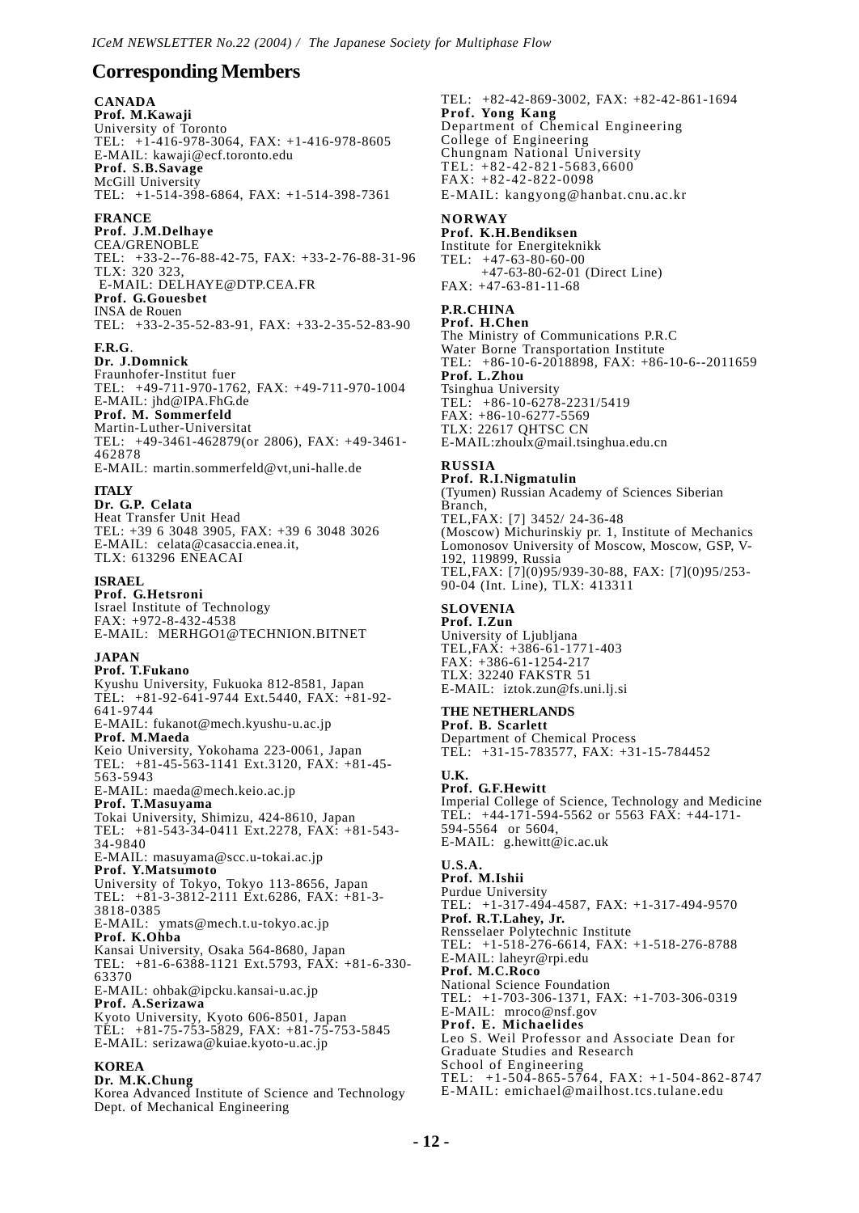# Corresponding Members

**CANADA**

**Prof. M.Kawaji**
University of Toronto
TEL: +1-416-978-3064, FAX: +1-416-978-8605
E-MAIL: kawaji@ecf.toronto.edu

**Prof. S.B.Savage**
McGill University
TEL: +1-514-398-6864, FAX: +1-514-398-7361

**FRANCE**

**Prof. J.M.Delhaye**
CEA/GRENOBLE
TEL: +33-2--76-88-42-75, FAX: +33-2-76-88-31-96
TLX: 320 323,
E-MAIL: DELHAYE@DTP.CEA.FR

**Prof. G.Gouesbet**
INSA de Rouen
TEL: +33-2-35-52-83-91, FAX: +33-2-35-52-83-90

**F.R.G**.

**Dr. J.Domnick**
Fraunhofer-Institut fuer
TEL: +49-711-970-1762, FAX: +49-711-970-1004
E-MAIL: jhd@IPA.FhG.de

**Prof. M. Sommerfeld**
Martin-Luther-Universitat
TEL: +49-3461-462879(or 2806), FAX: +49-3461-462878
E-MAIL: martin.sommerfeld@vt,uni-halle.de

**ITALY**

**Dr. G.P. Celata**
Heat Transfer Unit Head
TEL: +39 6 3048 3905, FAX: +39 6 3048 3026
E-MAIL: celata@casaccia.enea.it,
TLX: 613296 ENEACAI

**ISRAEL**

**Prof. G.Hetsroni**
Israel Institute of Technology
FAX: +972-8-432-4538
E-MAIL: MERHGO1@TECHNION.BITNET

**JAPAN**

**Prof. T.Fukano**
Kyushu University, Fukuoka 812-8581, Japan
TEL: +81-92-641-9744 Ext.5440, FAX: +81-92-641-9744
E-MAIL: fukanot@mech.kyushu-u.ac.jp

**Prof. M.Maeda**
Keio University, Yokohama 223-0061, Japan
TEL: +81-45-563-1141 Ext.3120, FAX: +81-45-563-5943
E-MAIL: maeda@mech.keio.ac.jp

**Prof. T.Masuyama**
Tokai University, Shimizu, 424-8610, Japan
TEL: +81-543-34-0411 Ext.2278, FAX: +81-543-34-9840
E-MAIL: masuyama@scc.u-tokai.ac.jp

**Prof. Y.Matsumoto**
University of Tokyo, Tokyo 113-8656, Japan
TEL: +81-3-3812-2111 Ext.6286, FAX: +81-3-3818-0385
E-MAIL: ymats@mech.t.u-tokyo.ac.jp

**Prof. K.Ohba**
Kansai University, Osaka 564-8680, Japan
TEL: +81-6-6388-1121 Ext.5793, FAX: +81-6-330-63370
E-MAIL: ohbak@ipcku.kansai-u.ac.jp

**Prof. A.Serizawa**
Kyoto University, Kyoto 606-8501, Japan
TEL: +81-75-753-5829, FAX: +81-75-753-5845
E-MAIL: serizawa@kuiae.kyoto-u.ac.jp

**KOREA**

**Dr. M.K.Chung**
Korea Advanced Institute of Science and Technology
Dept. of Mechanical Engineering
TEL: +82-42-869-3002, FAX: +82-42-861-1694

**Prof. Yong Kang**
Department of Chemical Engineering
College of Engineering
Chungnam National University
TEL: +82-42-821-5683,6600
FAX: +82-42-822-0098
E-MAIL: kangyong@hanbat.cnu.ac.kr

**NORWAY**

**Prof. K.H.Bendiksen**
Institute for Energiteknikk
TEL: +47-63-80-60-00
+47-63-80-62-01 (Direct Line)
FAX: +47-63-81-11-68

**P.R.CHINA**

**Prof. H.Chen**
The Ministry of Communications P.R.C
Water Borne Transportation Institute
TEL: +86-10-6-2018898, FAX: +86-10-6--2011659

**Prof. L.Zhou**
Tsinghua University
TEL: +86-10-6278-2231/5419
FAX: +86-10-6277-5569
TLX: 22617 QHTSC CN
E-MAIL:zhoulx@mail.tsinghua.edu.cn

**RUSSIA**

**Prof. R.I.Nigmatulin**
(Tyumen) Russian Academy of Sciences Siberian Branch,
TEL,FAX: [7] 3452/ 24-36-48
(Moscow) Michurinskiy pr. 1, Institute of Mechanics Lomonosov University of Moscow, Moscow, GSP, V-192, 119899, Russia
TEL,FAX: [7](0)95/939-30-88, FAX: [7](0)95/253-90-04 (Int. Line), TLX: 413311

**SLOVENIA**

**Prof. I.Zun**
University of Ljubljana
TEL,FAX: +386-61-1771-403
FAX: +386-61-1254-217
TLX: 32240 FAKSTR 51
E-MAIL: iztok.zun@fs.uni.lj.si

**THE NETHERLANDS**

**Prof. B. Scarlett**
Department of Chemical Process
TEL: +31-15-783577, FAX: +31-15-784452

**U.K.**

**Prof. G.F.Hewitt**
Imperial College of Science, Technology and Medicine
TEL: +44-171-594-5562 or 5563 FAX: +44-171-594-5564 or 5604,
E-MAIL: g.hewitt@ic.ac.uk

**U.S.A.**

**Prof. M.Ishii**
Purdue University
TEL: +1-317-494-4587, FAX: +1-317-494-9570

**Prof. R.T.Lahey, Jr.**
Rensselaer Polytechnic Institute
TEL: +1-518-276-6614, FAX: +1-518-276-8788
E-MAIL: laheyr@rpi.edu

**Prof. M.C.Roco**
National Science Foundation
TEL: +1-703-306-1371, FAX: +1-703-306-0319
E-MAIL: mroco@nsf.gov

**Prof. E. Michaelides**
Leo S. Weil Professor and Associate Dean for Graduate Studies and Research
School of Engineering
TEL: +1-504-865-5764, FAX: +1-504-862-8747
E-MAIL: emichael@mailhost.tcs.tulane.edu